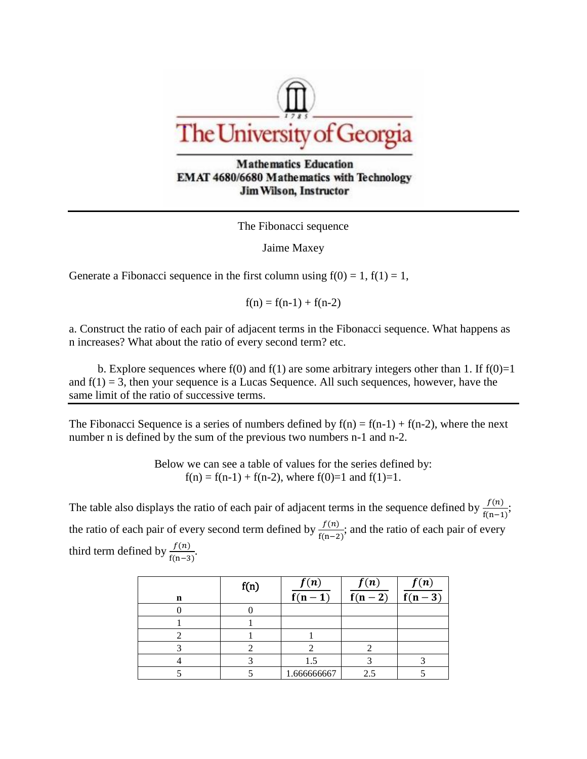The University of Georgia

**Mathematics Education**
**EMAT 4680/6680 Mathematics with Technology**
**Jim Wilson, Instructor**

---

The Fibonacci sequence

Jaime Maxey

Generate a Fibonacci sequence in the first column using f(0) = 1, f(1) = 1,

$$f(n) = f(n-1) + f(n-2)$$

a. Construct the ratio of each pair of adjacent terms in the Fibonacci sequence. What happens as n increases? What about the ratio of every second term? etc.

b. Explore sequences where f(0) and f(1) are some arbitrary integers other than 1. If f(0)=1 and f(1) = 3, then your sequence is a Lucas Sequence. All such sequences, however, have the same limit of the ratio of successive terms.

---

The Fibonacci Sequence is a series of numbers defined by f(n) = f(n-1) + f(n-2), where the next number n is defined by the sum of the previous two numbers n-1 and n-2.

Below we can see a table of values for the series defined by:
f(n) = f(n-1) + f(n-2), where f(0)=1 and f(1)=1.

The table also displays the ratio of each pair of adjacent terms in the sequence defined by $\frac{f(n)}{f(n-1)}$; the ratio of each pair of every second term defined by $\frac{f(n)}{f(n-2)}$; and the ratio of each pair of every third term defined by $\frac{f(n)}{f(n-3)}$.

| n | f(n) | $\frac{f(n)}{f(n-1)}$ | $\frac{f(n)}{f(n-2)}$ | $\frac{f(n)}{f(n-3)}$ |
|---|---|---|---|---|
| 0 | 0 | | | |
| 1 | 1 | | | |
| 2 | 1 | 1 | | |
| 3 | 2 | 2 | 2 | |
| 4 | 3 | 1.5 | 3 | 3 |
| 5 | 5 | 1.666666667 | 2.5 | 5 |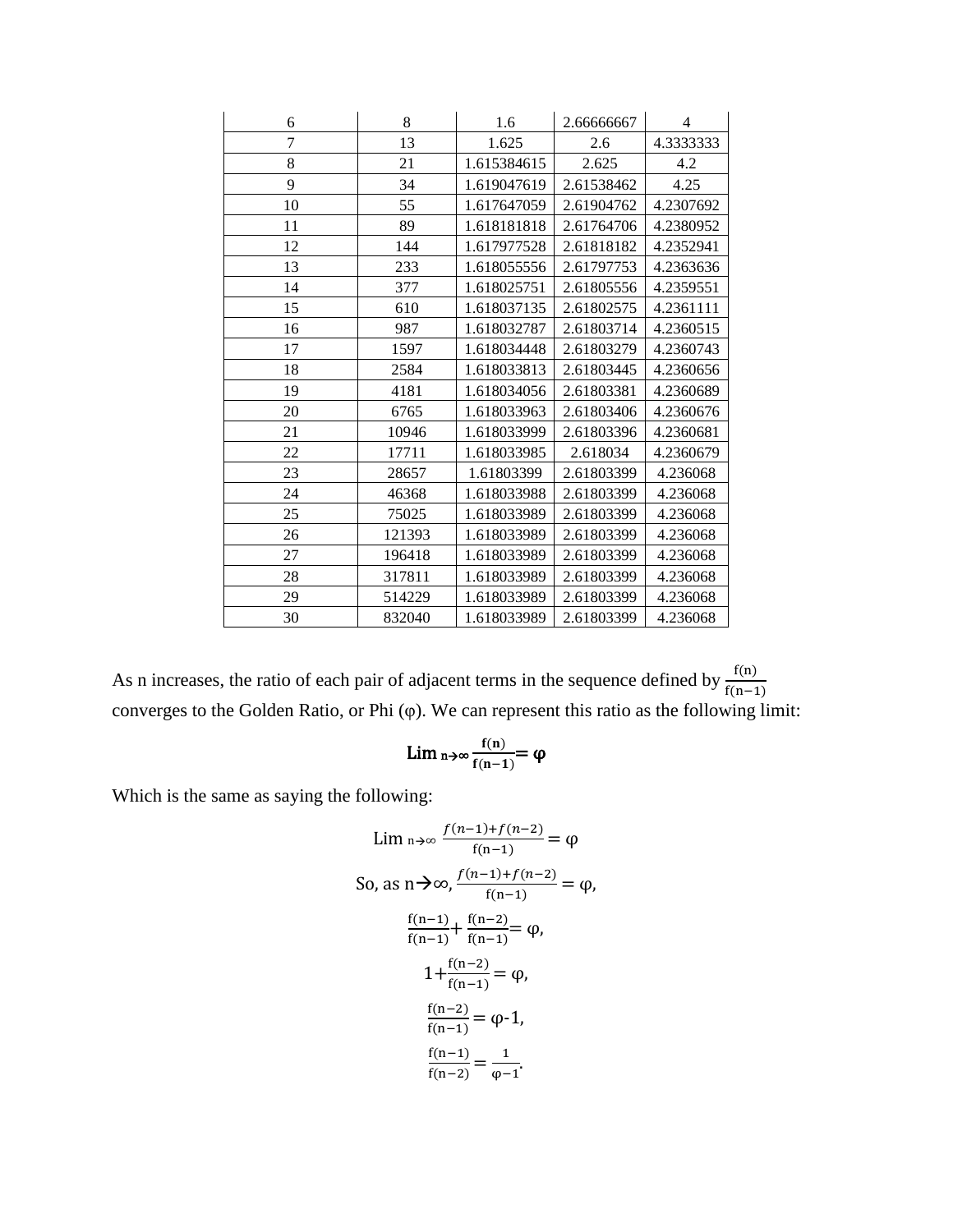| 6 | 8 | 1.6 | 2.66666667 | 4 |
|---|---|---|---|---|
| 7 | 13 | 1.625 | 2.6 | 4.3333333 |
| 8 | 21 | 1.615384615 | 2.625 | 4.2 |
| 9 | 34 | 1.619047619 | 2.61538462 | 4.25 |
| 10 | 55 | 1.617647059 | 2.61904762 | 4.2307692 |
| 11 | 89 | 1.618181818 | 2.61764706 | 4.2380952 |
| 12 | 144 | 1.617977528 | 2.61818182 | 4.2352941 |
| 13 | 233 | 1.618055556 | 2.61797753 | 4.2363636 |
| 14 | 377 | 1.618025751 | 2.61805556 | 4.2359551 |
| 15 | 610 | 1.618037135 | 2.61802575 | 4.2361111 |
| 16 | 987 | 1.618032787 | 2.61803714 | 4.2360515 |
| 17 | 1597 | 1.618034448 | 2.61803279 | 4.2360743 |
| 18 | 2584 | 1.618033813 | 2.61803445 | 4.2360656 |
| 19 | 4181 | 1.618034056 | 2.61803381 | 4.2360689 |
| 20 | 6765 | 1.618033963 | 2.61803406 | 4.2360676 |
| 21 | 10946 | 1.618033999 | 2.61803396 | 4.2360681 |
| 22 | 17711 | 1.618033985 | 2.618034 | 4.2360679 |
| 23 | 28657 | 1.61803399 | 2.61803399 | 4.236068 |
| 24 | 46368 | 1.618033988 | 2.61803399 | 4.236068 |
| 25 | 75025 | 1.618033989 | 2.61803399 | 4.236068 |
| 26 | 121393 | 1.618033989 | 2.61803399 | 4.236068 |
| 27 | 196418 | 1.618033989 | 2.61803399 | 4.236068 |
| 28 | 317811 | 1.618033989 | 2.61803399 | 4.236068 |
| 29 | 514229 | 1.618033989 | 2.61803399 | 4.236068 |
| 30 | 832040 | 1.618033989 | 2.61803399 | 4.236068 |

As n increases, the ratio of each pair of adjacent terms in the sequence defined by $\frac{f(n)}{f(n-1)}$ converges to the Golden Ratio, or Phi (φ). We can represent this ratio as the following limit:

$$\lim_{n\to\infty} \frac{f(n)}{f(n-1)} = \varphi$$

Which is the same as saying the following:

$$\lim_{n\to\infty} \frac{f(n-1)+f(n-2)}{f(n-1)} = \varphi$$

$$\text{So, as } n\to\infty, \frac{f(n-1)+f(n-2)}{f(n-1)} = \varphi,$$

$$\frac{f(n-1)}{f(n-1)} + \frac{f(n-2)}{f(n-1)} = \varphi,$$

$$1+\frac{f(n-2)}{f(n-1)} = \varphi,$$

$$\frac{f(n-2)}{f(n-1)} = \varphi-1,$$

$$\frac{f(n-1)}{f(n-2)} = \frac{1}{\varphi-1}.$$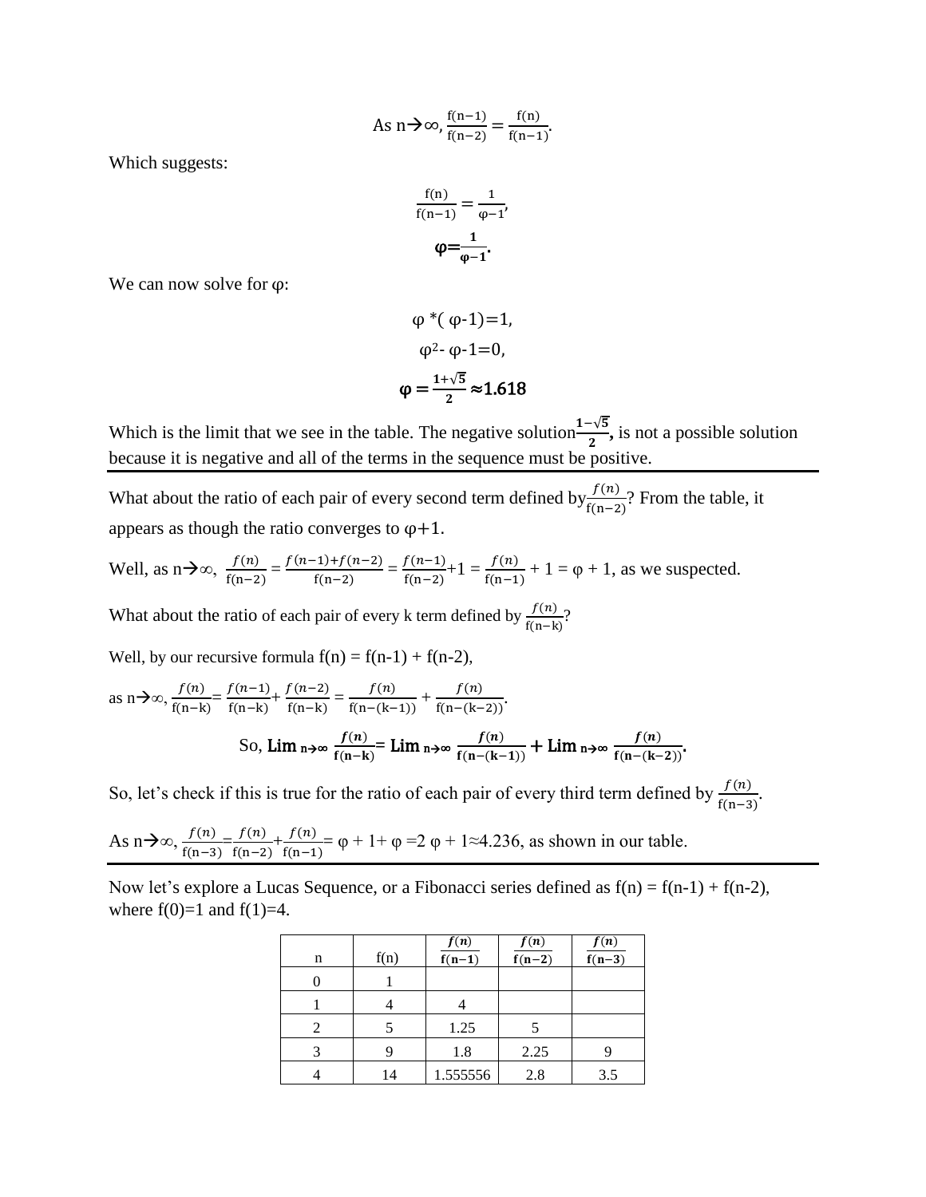$$\text{As } n \rightarrow \infty, \frac{f(n-1)}{f(n-2)} = \frac{f(n)}{f(n-1)}.$$

Which suggests:

$$\frac{f(n)}{f(n-1)} = \frac{1}{\varphi-1},$$

$$\boldsymbol{\varphi = \frac{1}{\varphi - 1}}.$$

We can now solve for φ:

$$\varphi * (\varphi - 1) = 1,$$

$$\varphi^2 - \varphi - 1 = 0,$$

$$\boldsymbol{\varphi = \frac{1+\sqrt{5}}{2} \approx 1.618}$$

Which is the limit that we see in the table. The negative solution $\frac{1-\sqrt{5}}{2}$**,** is not a possible solution because it is negative and all of the terms in the sequence must be positive.

---

What about the ratio of each pair of every second term defined by $\frac{f(n)}{f(n-2)}$? From the table, it appears as though the ratio converges to φ+1.

Well, as n→∞, $\frac{f(n)}{f(n-2)} = \frac{f(n-1)+f(n-2)}{f(n-2)} = \frac{f(n-1)}{f(n-2)} + 1 = \frac{f(n)}{f(n-1)} + 1 = \varphi + 1$, as we suspected.

What about the ratio of each pair of every k term defined by $\frac{f(n)}{f(n-k)}$?

Well, by our recursive formula f(n) = f(n-1) + f(n-2),

as n→∞, $\frac{f(n)}{f(n-k)} = \frac{f(n-1)}{f(n-k)} + \frac{f(n-2)}{f(n-k)} = \frac{f(n)}{f(n-(k-1))} + \frac{f(n)}{f(n-(k-2))}$.

$$\text{So, } \mathbf{Lim}_{n\to\infty} \frac{f(n)}{f(n-k)} = \mathbf{Lim}_{n\to\infty} \frac{f(n)}{f(n-(k-1))} + \mathbf{Lim}_{n\to\infty} \frac{f(n)}{f(n-(k-2))}.$$

So, let's check if this is true for the ratio of each pair of every third term defined by $\frac{f(n)}{f(n-3)}$.

As n→∞, $\frac{f(n)}{f(n-3)} = \frac{f(n)}{f(n-2)} + \frac{f(n)}{f(n-1)} = \varphi + 1 + \varphi = 2\varphi + 1 \approx 4.236$, as shown in our table.

---

Now let's explore a Lucas Sequence, or a Fibonacci series defined as f(n) = f(n-1) + f(n-2), where f(0)=1 and f(1)=4.

| n | f(n) | $\frac{f(n)}{f(n-1)}$ | $\frac{f(n)}{f(n-2)}$ | $\frac{f(n)}{f(n-3)}$ |
|---|---|---|---|---|
| 0 | 1 | | | |
| 1 | 4 | 4 | | |
| 2 | 5 | 1.25 | 5 | |
| 3 | 9 | 1.8 | 2.25 | 9 |
| 4 | 14 | 1.555556 | 2.8 | 3.5 |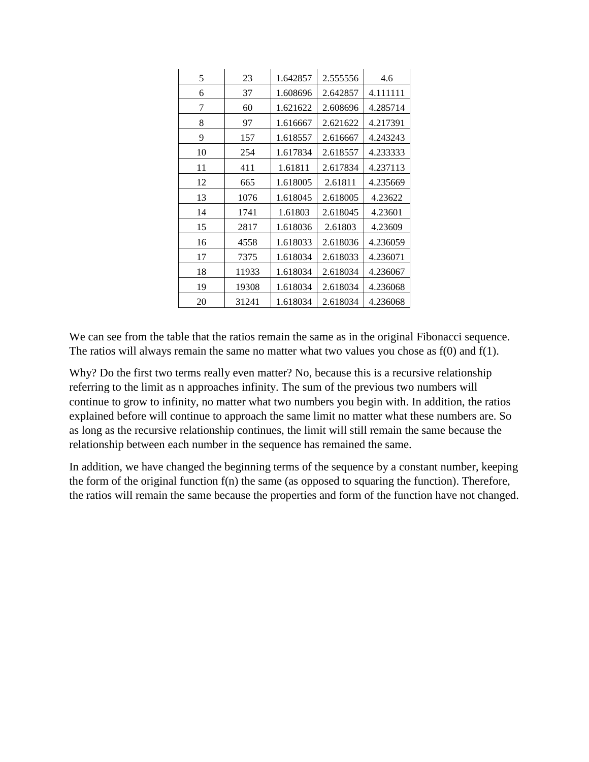| | | | | |
|---|---|---|---|---|
| 5 | 23 | 1.642857 | 2.555556 | 4.6 |
| 6 | 37 | 1.608696 | 2.642857 | 4.111111 |
| 7 | 60 | 1.621622 | 2.608696 | 4.285714 |
| 8 | 97 | 1.616667 | 2.621622 | 4.217391 |
| 9 | 157 | 1.618557 | 2.616667 | 4.243243 |
| 10 | 254 | 1.617834 | 2.618557 | 4.233333 |
| 11 | 411 | 1.61811 | 2.617834 | 4.237113 |
| 12 | 665 | 1.618005 | 2.61811 | 4.235669 |
| 13 | 1076 | 1.618045 | 2.618005 | 4.23622 |
| 14 | 1741 | 1.61803 | 2.618045 | 4.23601 |
| 15 | 2817 | 1.618036 | 2.61803 | 4.23609 |
| 16 | 4558 | 1.618033 | 2.618036 | 4.236059 |
| 17 | 7375 | 1.618034 | 2.618033 | 4.236071 |
| 18 | 11933 | 1.618034 | 2.618034 | 4.236067 |
| 19 | 19308 | 1.618034 | 2.618034 | 4.236068 |
| 20 | 31241 | 1.618034 | 2.618034 | 4.236068 |

We can see from the table that the ratios remain the same as in the original Fibonacci sequence. The ratios will always remain the same no matter what two values you chose as $f(0)$ and $f(1)$.

Why? Do the first two terms really even matter? No, because this is a recursive relationship referring to the limit as n approaches infinity. The sum of the previous two numbers will continue to grow to infinity, no matter what two numbers you begin with. In addition, the ratios explained before will continue to approach the same limit no matter what these numbers are. So as long as the recursive relationship continues, the limit will still remain the same because the relationship between each number in the sequence has remained the same.

In addition, we have changed the beginning terms of the sequence by a constant number, keeping the form of the original function $f(n)$ the same (as opposed to squaring the function). Therefore, the ratios will remain the same because the properties and form of the function have not changed.